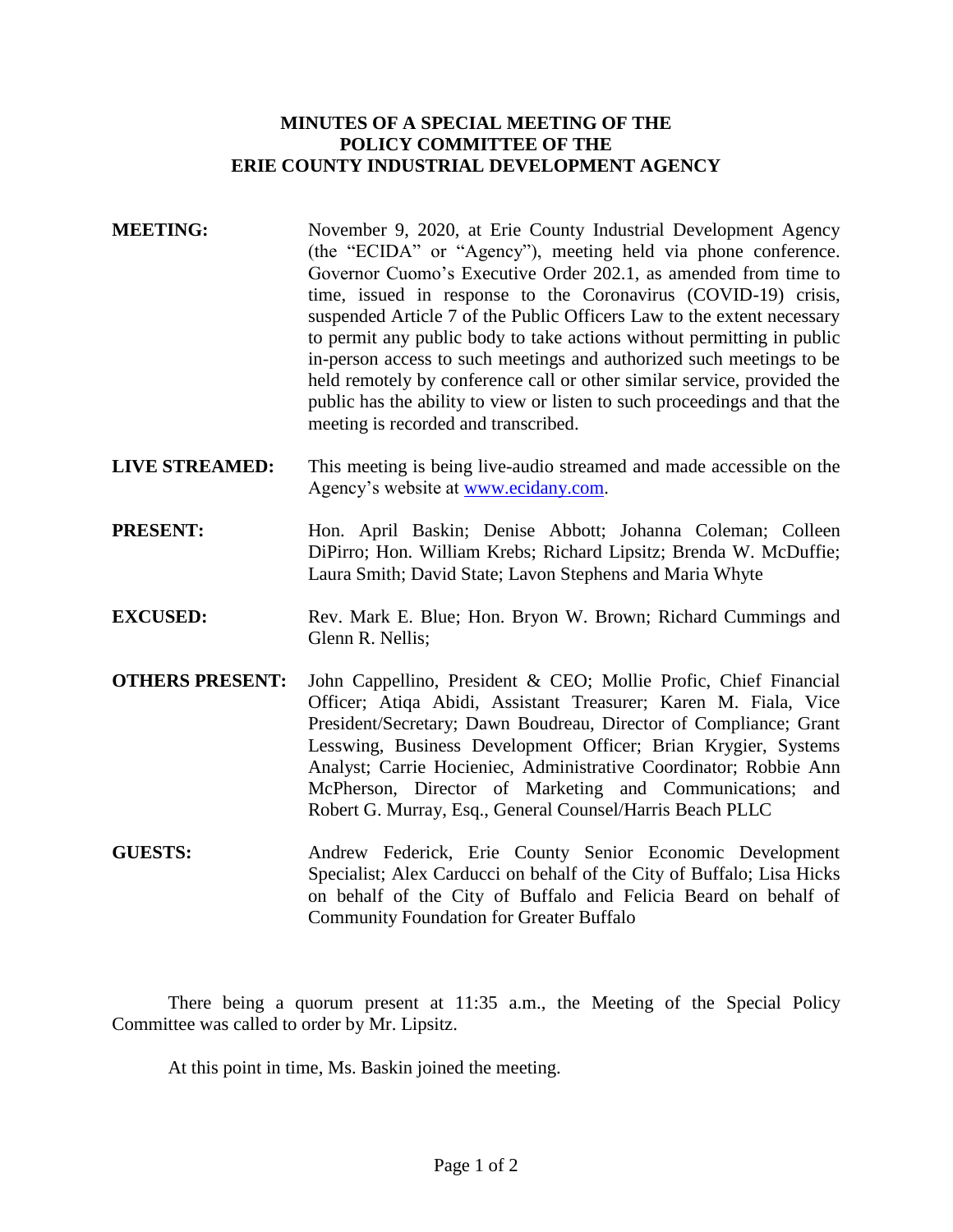**MINUTES OF A SPECIAL MEETING OF THE POLICY COMMITTEE OF THE ERIE COUNTY INDUSTRIAL DEVELOPMENT AGENCY**

**MEETING:** November 9, 2020, at Erie County Industrial Development Agency (the "ECIDA" or "Agency"), meeting held via phone conference. Governor Cuomo's Executive Order 202.1, as amended from time to time, issued in response to the Coronavirus (COVID-19) crisis, suspended Article 7 of the Public Officers Law to the extent necessary to permit any public body to take actions without permitting in public in-person access to such meetings and authorized such meetings to be held remotely by conference call or other similar service, provided the public has the ability to view or listen to such proceedings and that the meeting is recorded and transcribed.

**LIVE STREAMED:** This meeting is being live-audio streamed and made accessible on the Agency's website at www.ecidany.com.

**PRESENT:** Hon. April Baskin; Denise Abbott; Johanna Coleman; Colleen DiPirro; Hon. William Krebs; Richard Lipsitz; Brenda W. McDuffie; Laura Smith; David State; Lavon Stephens and Maria Whyte

**EXCUSED:** Rev. Mark E. Blue; Hon. Bryon W. Brown; Richard Cummings and Glenn R. Nellis;

**OTHERS PRESENT:** John Cappellino, President & CEO; Mollie Profic, Chief Financial Officer; Atiqa Abidi, Assistant Treasurer; Karen M. Fiala, Vice President/Secretary; Dawn Boudreau, Director of Compliance; Grant Lesswing, Business Development Officer; Brian Krygier, Systems Analyst; Carrie Hocieniec, Administrative Coordinator; Robbie Ann McPherson, Director of Marketing and Communications; and Robert G. Murray, Esq., General Counsel/Harris Beach PLLC

**GUESTS:** Andrew Federick, Erie County Senior Economic Development Specialist; Alex Carducci on behalf of the City of Buffalo; Lisa Hicks on behalf of the City of Buffalo and Felicia Beard on behalf of Community Foundation for Greater Buffalo

There being a quorum present at 11:35 a.m., the Meeting of the Special Policy Committee was called to order by Mr. Lipsitz.

At this point in time, Ms. Baskin joined the meeting.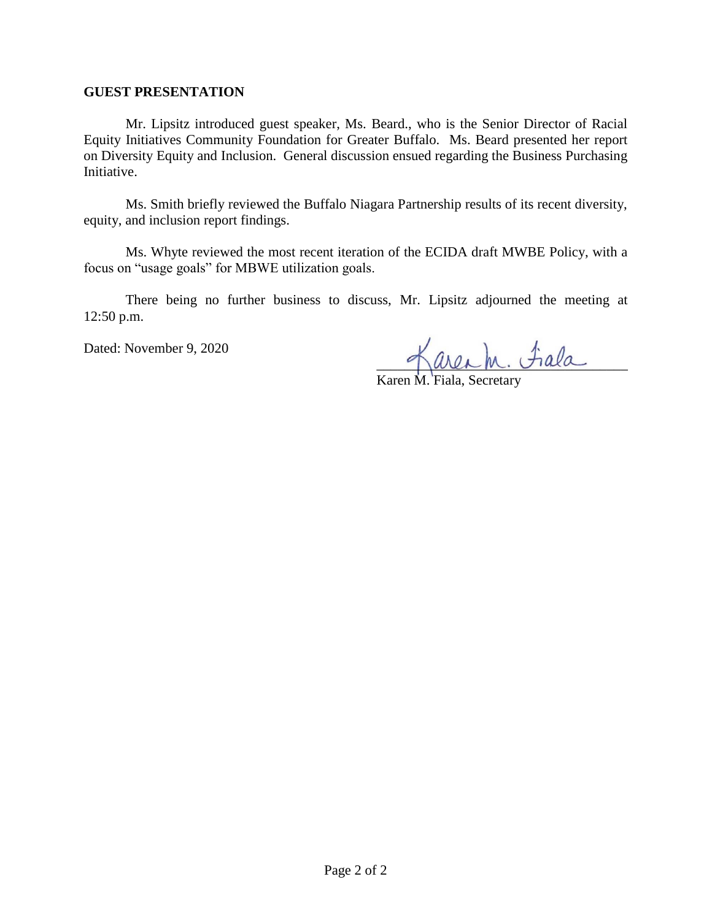**GUEST PRESENTATION**

Mr. Lipsitz introduced guest speaker, Ms. Beard., who is the Senior Director of Racial Equity Initiatives Community Foundation for Greater Buffalo. Ms. Beard presented her report on Diversity Equity and Inclusion. General discussion ensued regarding the Business Purchasing Initiative.

Ms. Smith briefly reviewed the Buffalo Niagara Partnership results of its recent diversity, equity, and inclusion report findings.

Ms. Whyte reviewed the most recent iteration of the ECIDA draft MWBE Policy, with a focus on "usage goals" for MBWE utilization goals.

There being no further business to discuss, Mr. Lipsitz adjourned the meeting at 12:50 p.m.

Dated: November 9, 2020

Karen M. Fiala, Secretary